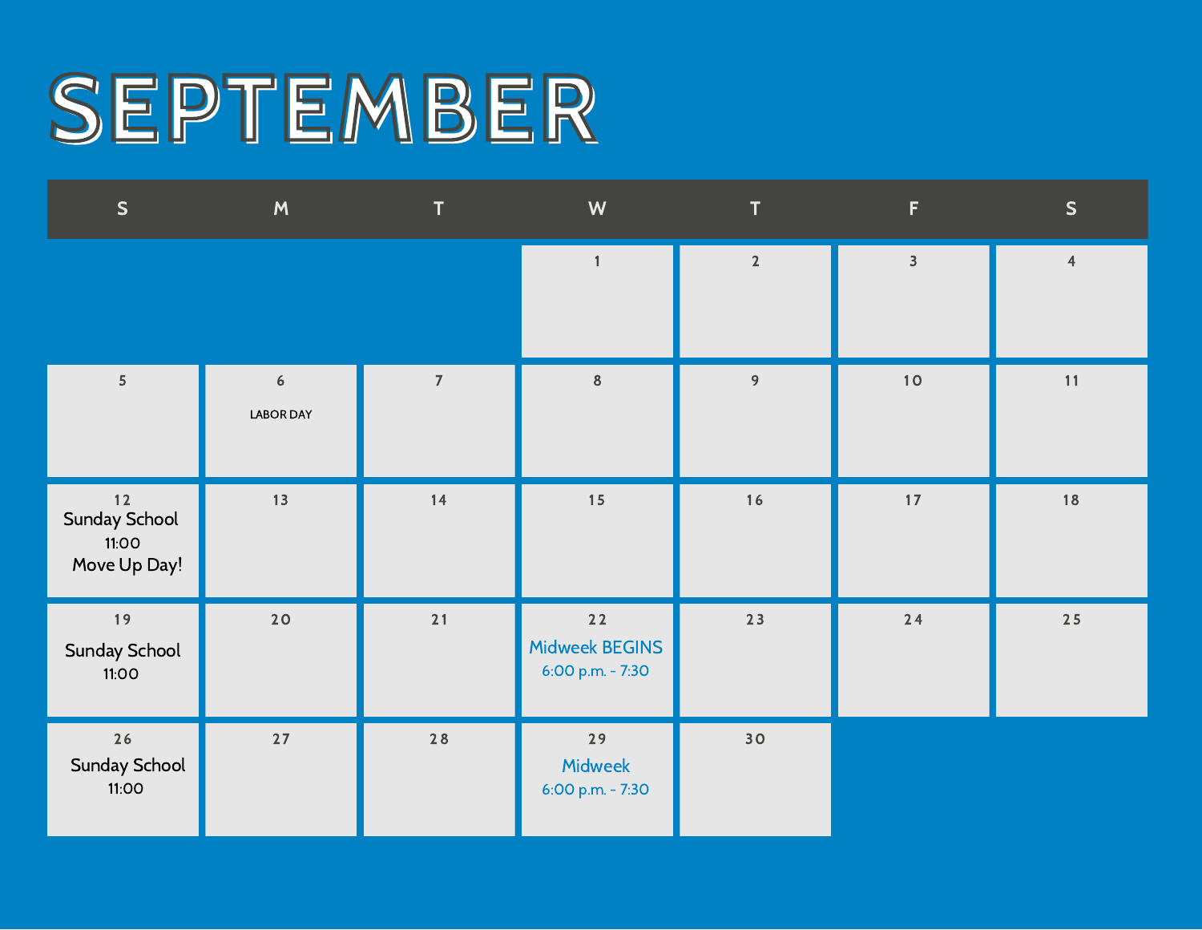# SEPTEMBER

| S | M | T | W | T | F | S |
|---|---|---|---|---|---|---|
| | | | 1 | 2 | 3 | 4 |
| 5 | 6<br>LABOR DAY | 7 | 8 | 9 | 10 | 11 |
| 12<br>Sunday School<br>11:00<br>Move Up Day! | 13 | 14 | 15 | 16 | 17 | 18 |
| 19<br>Sunday School<br>11:00 | 20 | 21 | 22<br>Midweek BEGINS<br>6:00 p.m. - 7:30 | 23 | 24 | 25 |
| 26<br>Sunday School<br>11:00 | 27 | 28 | 29<br>Midweek<br>6:00 p.m. - 7:30 | 30 | | |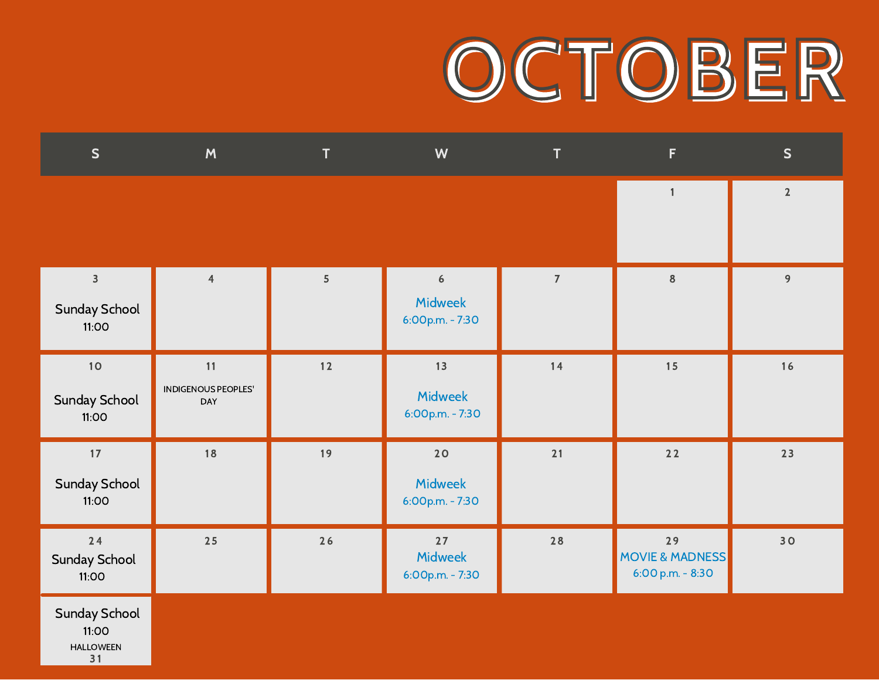# OCTOBER

| S | M | T | W | T | F | S |
|---|---|---|---|---|---|---|
| | | | | | 1 | 2 |
| 3<br>Sunday School<br>11:00 | 4 | 5 | 6<br>Midweek<br>6:00p.m. - 7:30 | 7 | 8 | 9 |
| 10<br>Sunday School<br>11:00 | 11<br>INDIGENOUS PEOPLES' DAY | 12 | 13<br>Midweek<br>6:00p.m. - 7:30 | 14 | 15 | 16 |
| 17<br>Sunday School<br>11:00 | 18 | 19 | 20<br>Midweek<br>6:00p.m. - 7:30 | 21 | 22 | 23 |
| 24<br>Sunday School<br>11:00 | 25 | 26 | 27<br>Midweek<br>6:00p.m. - 7:30 | 28 | 29<br>MOVIE & MADNESS<br>6:00 p.m. - 8:30 | 30 |
| Sunday School<br>11:00<br>HALLOWEEN<br>31 | | | | | | |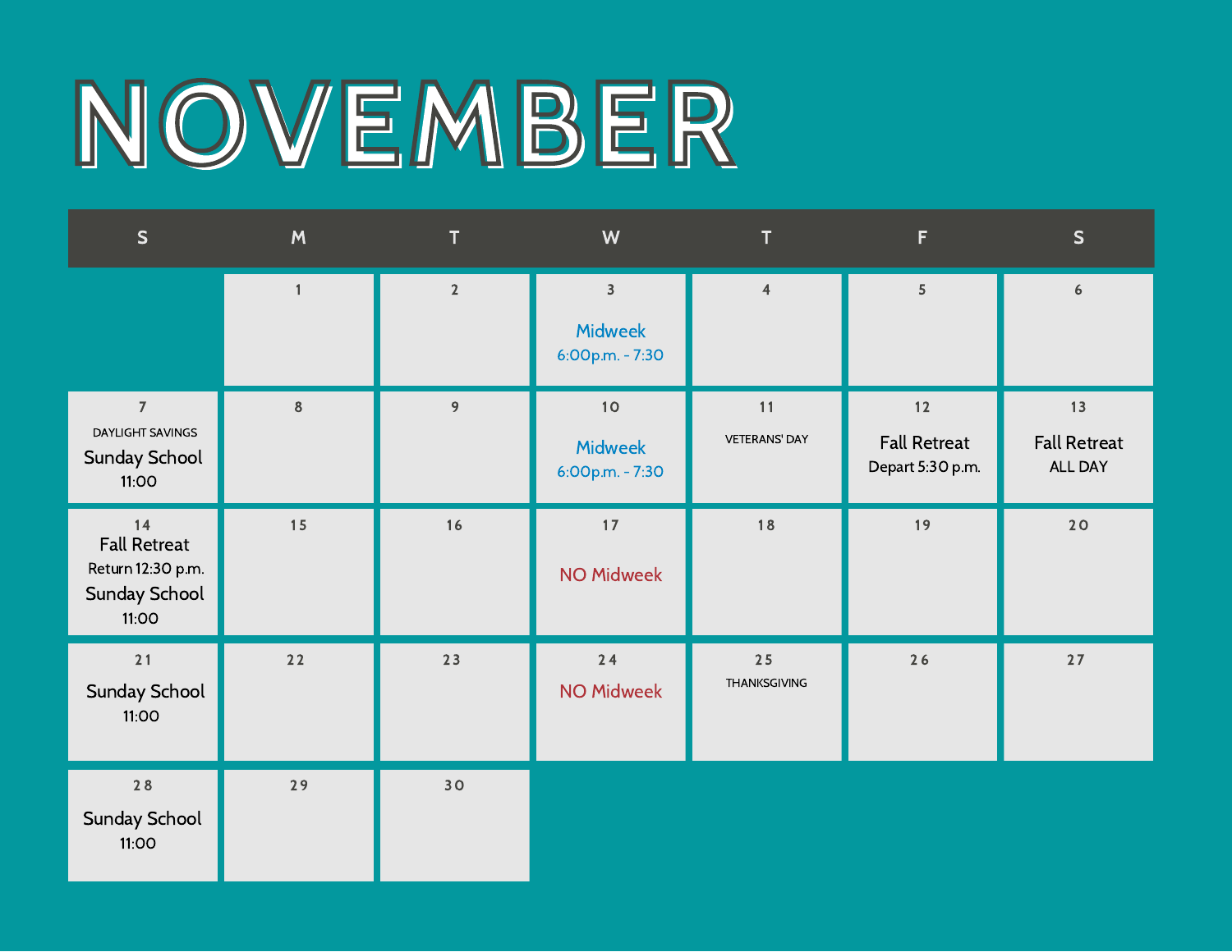# NOVEMBER

| S | M | T | W | T | F | S |
|---|---|---|---|---|---|---|
| | 1 | 2 | 3 Midweek 6:00p.m. - 7:30 | 4 | 5 | 6 |
| 7 DAYLIGHT SAVINGS Sunday School 11:00 | 8 | 9 | 10 Midweek 6:00p.m. - 7:30 | 11 VETERANS' DAY | 12 Fall Retreat Depart 5:30 p.m. | 13 Fall Retreat ALL DAY |
| 14 Fall Retreat Return 12:30 p.m. Sunday School 11:00 | 15 | 16 | 17 NO Midweek | 18 | 19 | 20 |
| 21 Sunday School 11:00 | 22 | 23 | 24 NO Midweek | 25 THANKSGIVING | 26 | 27 |
| 28 Sunday School 11:00 | 29 | 30 | | | | |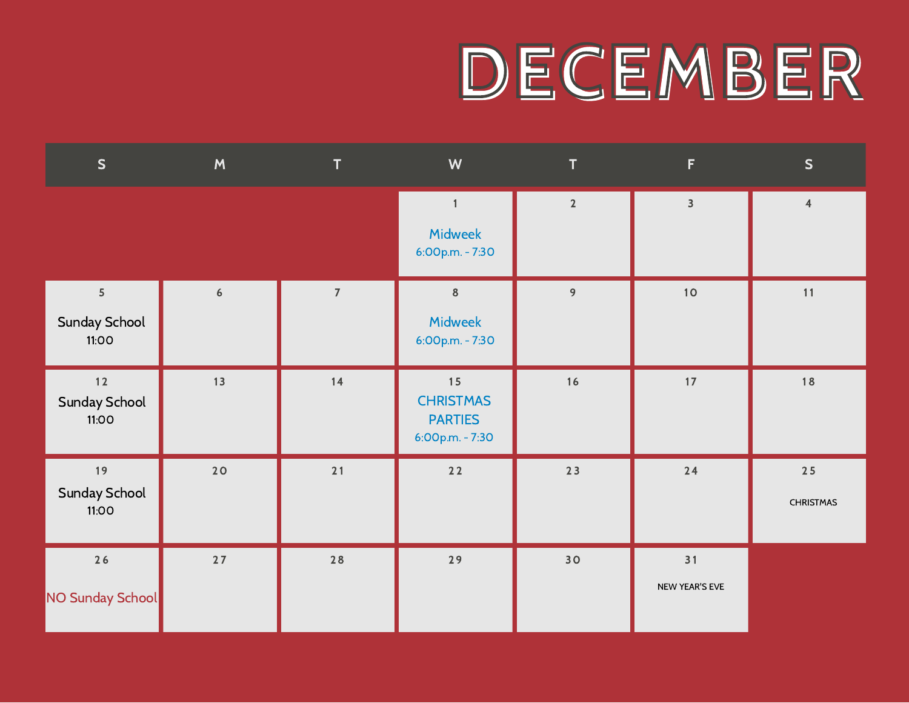# DECEMBER

| S | M | T | W | T | F | S |
|---|---|---|---|---|---|---|
| | | | 1 Midweek 6:00p.m. - 7:30 | 2 | 3 | 4 |
| 5 Sunday School 11:00 | 6 | 7 | 8 Midweek 6:00p.m. - 7:30 | 9 | 10 | 11 |
| 12 Sunday School 11:00 | 13 | 14 | 15 CHRISTMAS PARTIES 6:00p.m. - 7:30 | 16 | 17 | 18 |
| 19 Sunday School 11:00 | 20 | 21 | 22 | 23 | 24 | 25 CHRISTMAS |
| 26 NO Sunday School | 27 | 28 | 29 | 30 | 31 NEW YEAR'S EVE | |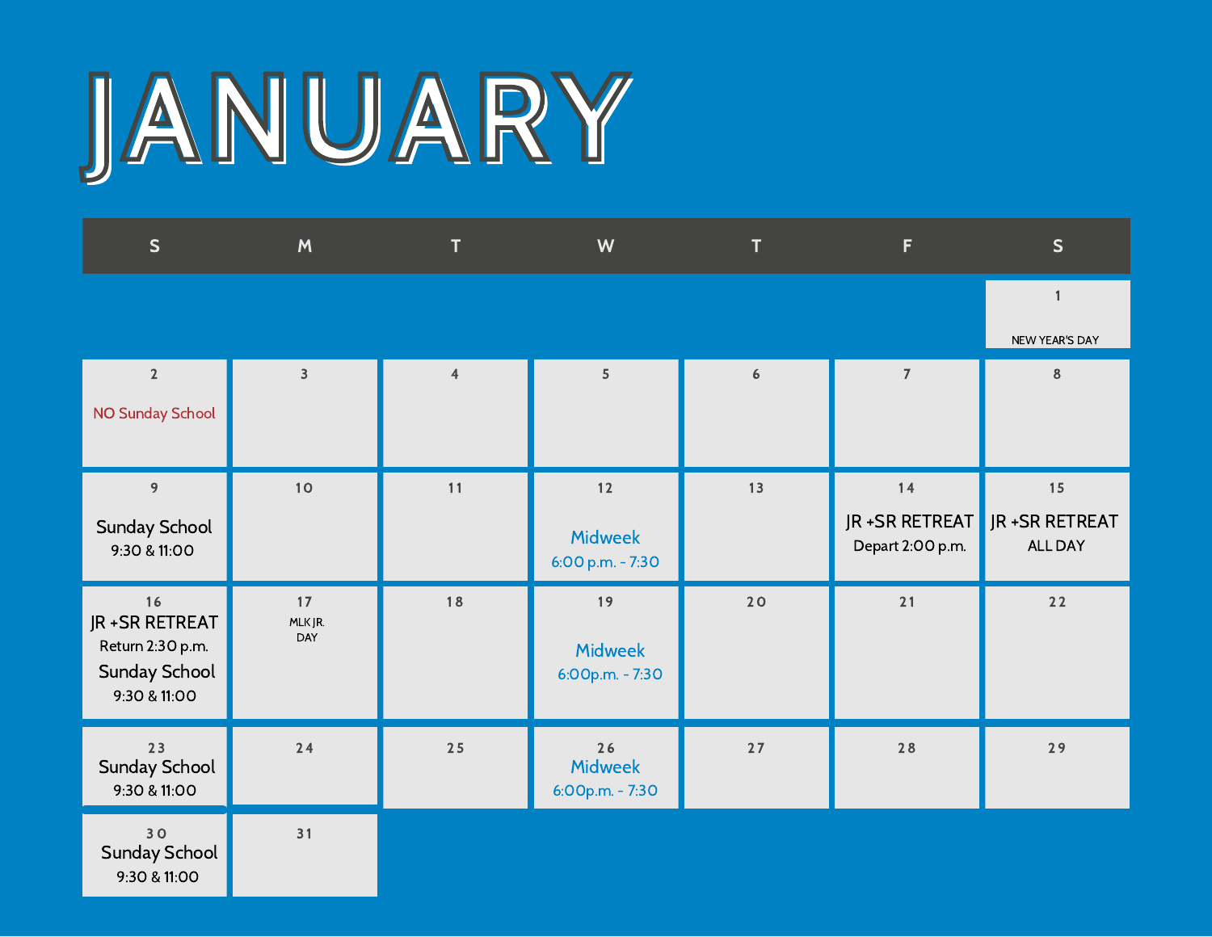# JANUARY

| S | M | T | W | T | F | S |
|---|---|---|---|---|---|---|
| | | | | | | 1<br>NEW YEAR'S DAY |
| 2<br>NO Sunday School | 3 | 4 | 5 | 6 | 7 | 8 |
| 9<br>Sunday School<br>9:30 & 11:00 | 10 | 11 | 12<br>Midweek<br>6:00 p.m. - 7:30 | 13 | 14<br>JR +SR RETREAT<br>Depart 2:00 p.m. | 15<br>JR +SR RETREAT<br>ALL DAY |
| 16<br>JR +SR RETREAT<br>Return 2:30 p.m.<br>Sunday School<br>9:30 & 11:00 | 17<br>MLK JR. DAY | 18 | 19<br>Midweek<br>6:00p.m. - 7:30 | 20 | 21 | 22 |
| 23<br>Sunday School<br>9:30 & 11:00 | 24 | 25 | 26<br>Midweek<br>6:00p.m. - 7:30 | 27 | 28 | 29 |
| 30<br>Sunday School<br>9:30 & 11:00 | 31 | | | | | |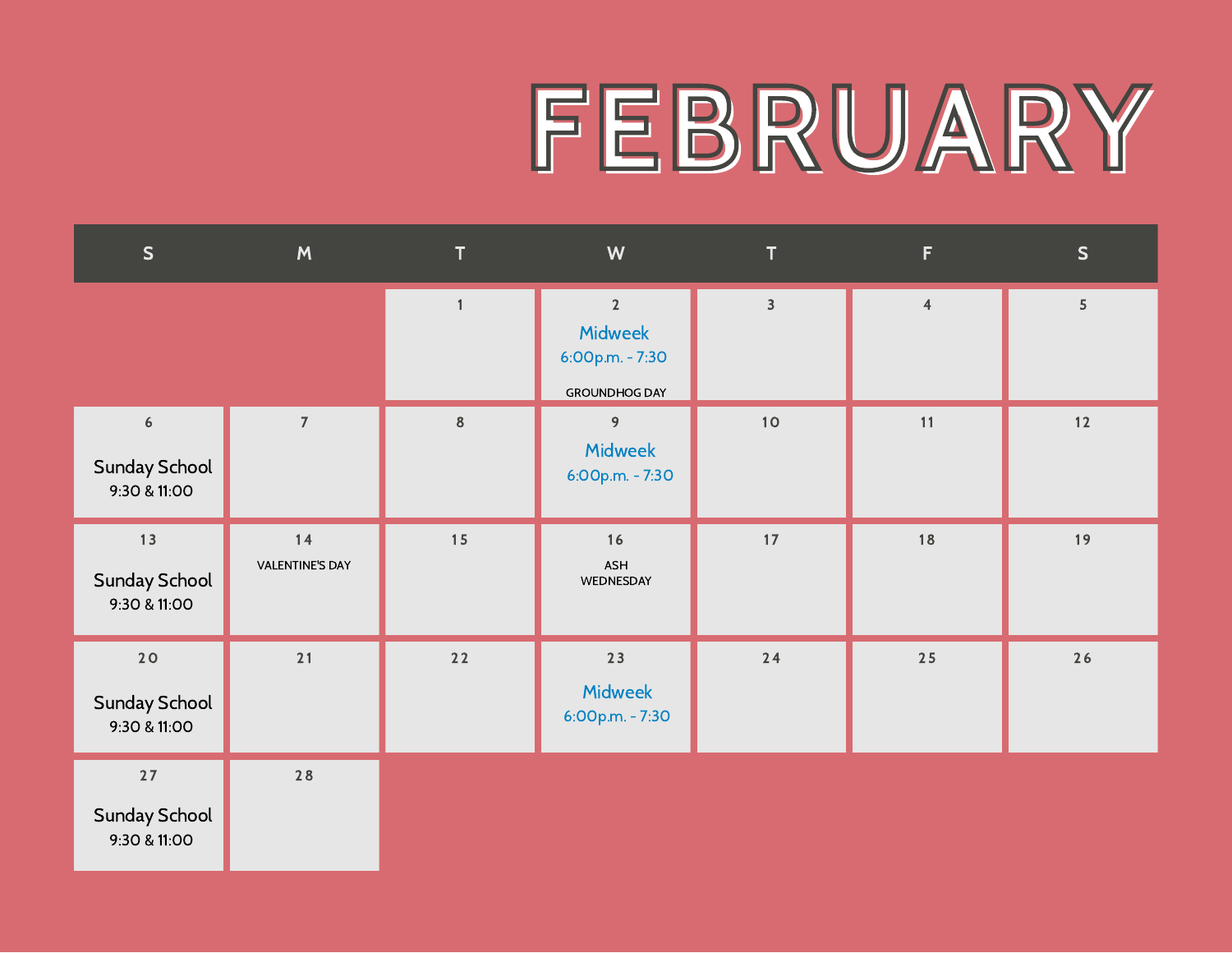# FEBRUARY

| S | M | T | W | T | F | S |
|---|---|---|---|---|---|---|
| | | 1 | 2 Midweek 6:00p.m. - 7:30 GROUNDHOG DAY | 3 | 4 | 5 |
| 6 Sunday School 9:30 & 11:00 | 7 | 8 | 9 Midweek 6:00p.m. - 7:30 | 10 | 11 | 12 |
| 13 Sunday School 9:30 & 11:00 | 14 VALENTINE'S DAY | 15 | 16 ASH WEDNESDAY | 17 | 18 | 19 |
| 20 Sunday School 9:30 & 11:00 | 21 | 22 | 23 Midweek 6:00p.m. - 7:30 | 24 | 25 | 26 |
| 27 Sunday School 9:30 & 11:00 | 28 | | | | | |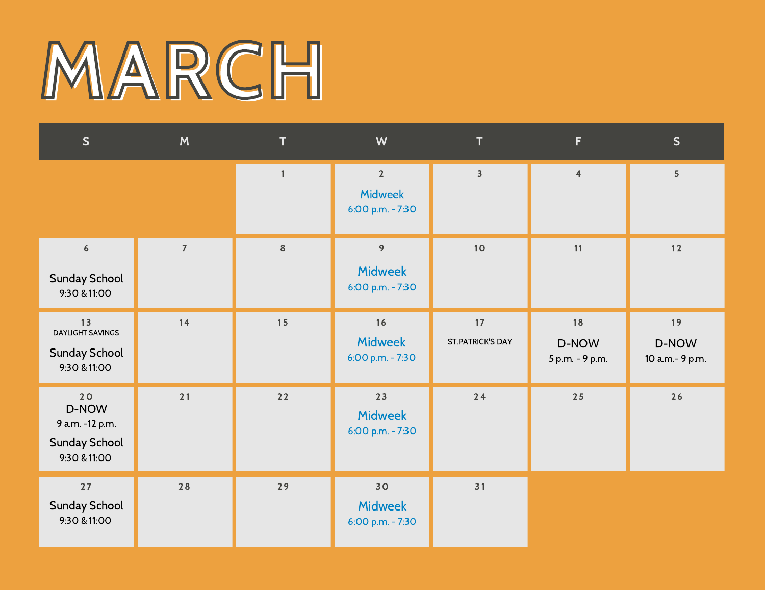# MARCH

| S | M | T | W | T | F | S |
|---|---|---|---|---|---|---|
| | | 1 | 2 Midweek 6:00 p.m. - 7:30 | 3 | 4 | 5 |
| 6 Sunday School 9:30 & 11:00 | 7 | 8 | 9 Midweek 6:00 p.m. - 7:30 | 10 | 11 | 12 |
| 13 DAYLIGHT SAVINGS Sunday School 9:30 & 11:00 | 14 | 15 | 16 Midweek 6:00 p.m. - 7:30 | 17 ST.PATRICK'S DAY | 18 D-NOW 5 p.m. - 9 p.m. | 19 D-NOW 10 a.m.- 9 p.m. |
| 20 D-NOW 9 a.m. -12 p.m. Sunday School 9:30 & 11:00 | 21 | 22 | 23 Midweek 6:00 p.m. - 7:30 | 24 | 25 | 26 |
| 27 Sunday School 9:30 & 11:00 | 28 | 29 | 30 Midweek 6:00 p.m. - 7:30 | 31 | | |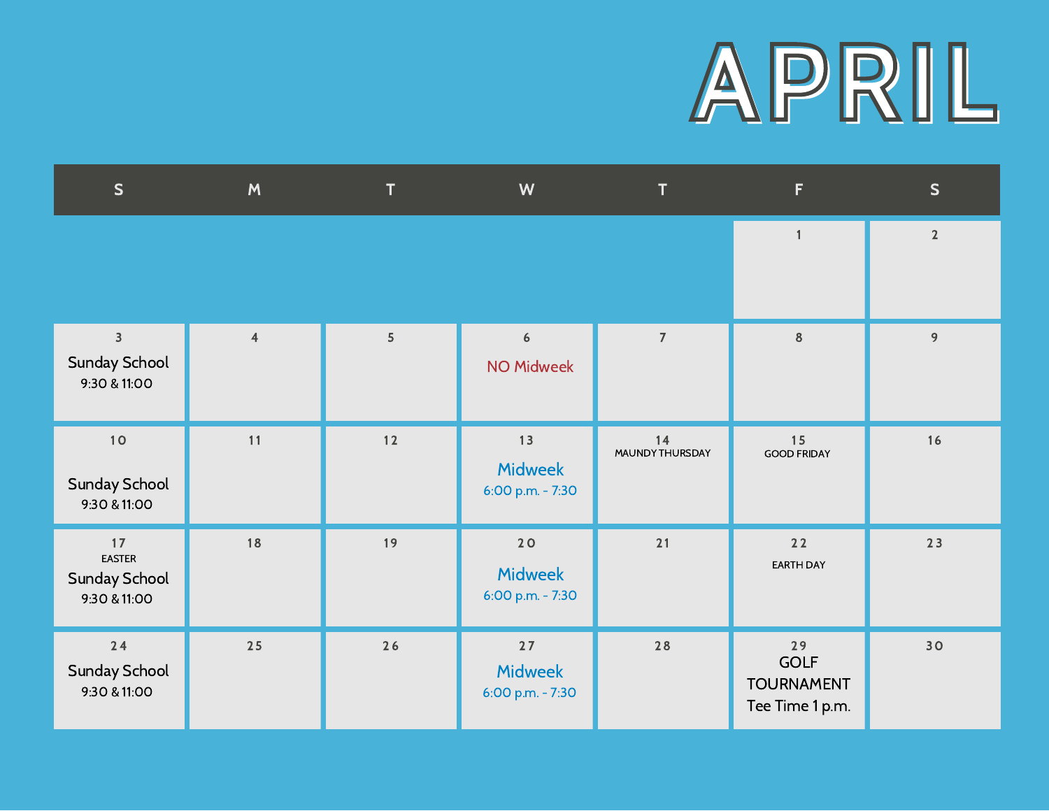# APRIL

| S | M | T | W | T | F | S |
|---|---|---|---|---|---|---|
| | | | | | 1 | 2 |
| 3<br>Sunday School<br>9:30 & 11:00 | 4 | 5 | 6<br>NO Midweek | 7 | 8 | 9 |
| 10<br>Sunday School<br>9:30 & 11:00 | 11 | 12 | 13<br>Midweek<br>6:00 p.m. - 7:30 | 14<br>MAUNDY THURSDAY | 15<br>GOOD FRIDAY | 16 |
| 17<br>EASTER<br>Sunday School<br>9:30 & 11:00 | 18 | 19 | 20<br>Midweek<br>6:00 p.m. - 7:30 | 21 | 22<br>EARTH DAY | 23 |
| 24<br>Sunday School<br>9:30 & 11:00 | 25 | 26 | 27<br>Midweek<br>6:00 p.m. - 7:30 | 28 | 29<br>GOLF TOURNAMENT<br>Tee Time 1 p.m. | 30 |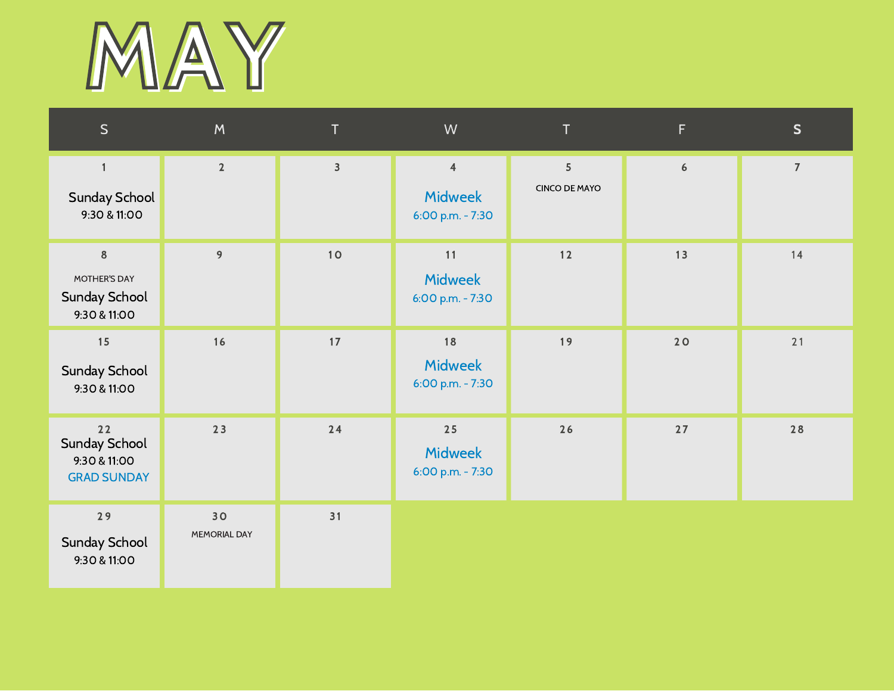# MAY

| S | M | T | W | T | F | S |
|---|---|---|---|---|---|---|
| 1<br>Sunday School<br>9:30 & 11:00 | 2 | 3 | 4<br>Midweek<br>6:00 p.m. - 7:30 | 5<br>CINCO DE MAYO | 6 | 7 |
| 8<br>MOTHER'S DAY<br>Sunday School<br>9:30 & 11:00 | 9 | 10 | 11<br>Midweek<br>6:00 p.m. - 7:30 | 12 | 13 | 14 |
| 15<br>Sunday School<br>9:30 & 11:00 | 16 | 17 | 18<br>Midweek<br>6:00 p.m. - 7:30 | 19 | 20 | 21 |
| 22<br>Sunday School<br>9:30 & 11:00<br>GRAD SUNDAY | 23 | 24 | 25<br>Midweek<br>6:00 p.m. - 7:30 | 26 | 27 | 28 |
| 29<br>Sunday School<br>9:30 & 11:00 | 30<br>MEMORIAL DAY | 31 | | | | |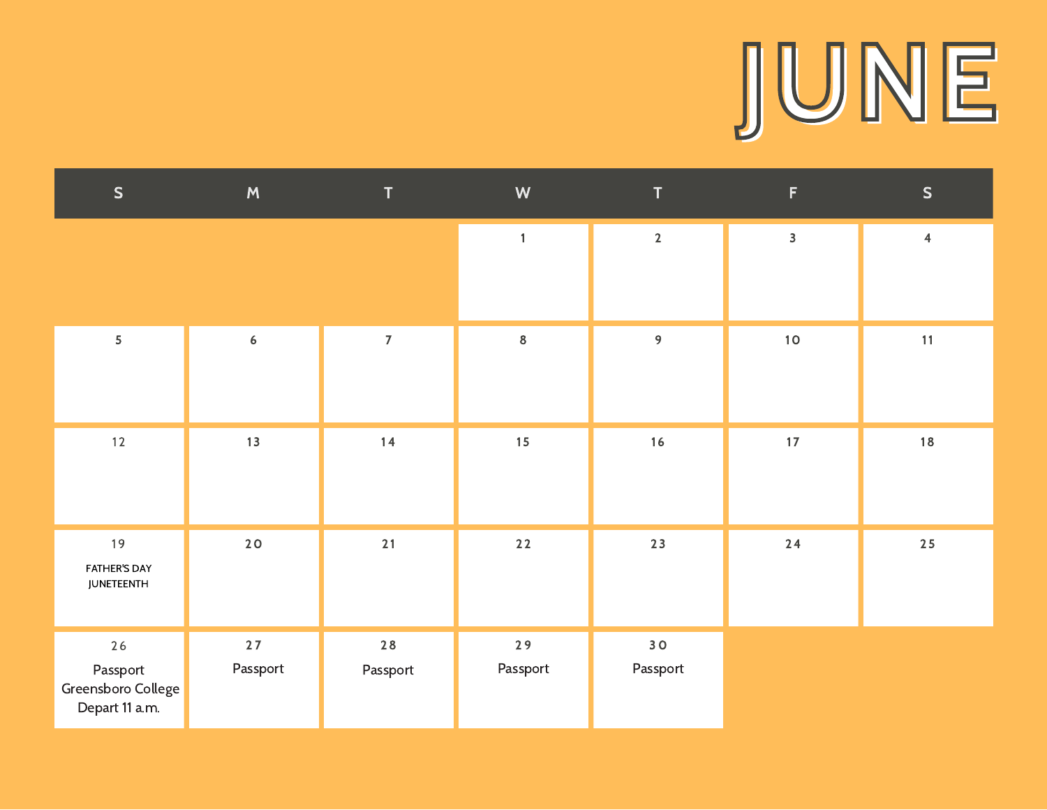# JUNE

| S | M | T | W | T | F | S |
|---|---|---|---|---|---|---|
| | | | 1 | 2 | 3 | 4 |
| 5 | 6 | 7 | 8 | 9 | 10 | 11 |
| 12 | 13 | 14 | 15 | 16 | 17 | 18 |
| 19 FATHER'S DAY JUNETEENTH | 20 | 21 | 22 | 23 | 24 | 25 |
| 26 Passport Greensboro College Depart 11 a.m. | 27 Passport | 28 Passport | 29 Passport | 30 Passport | | |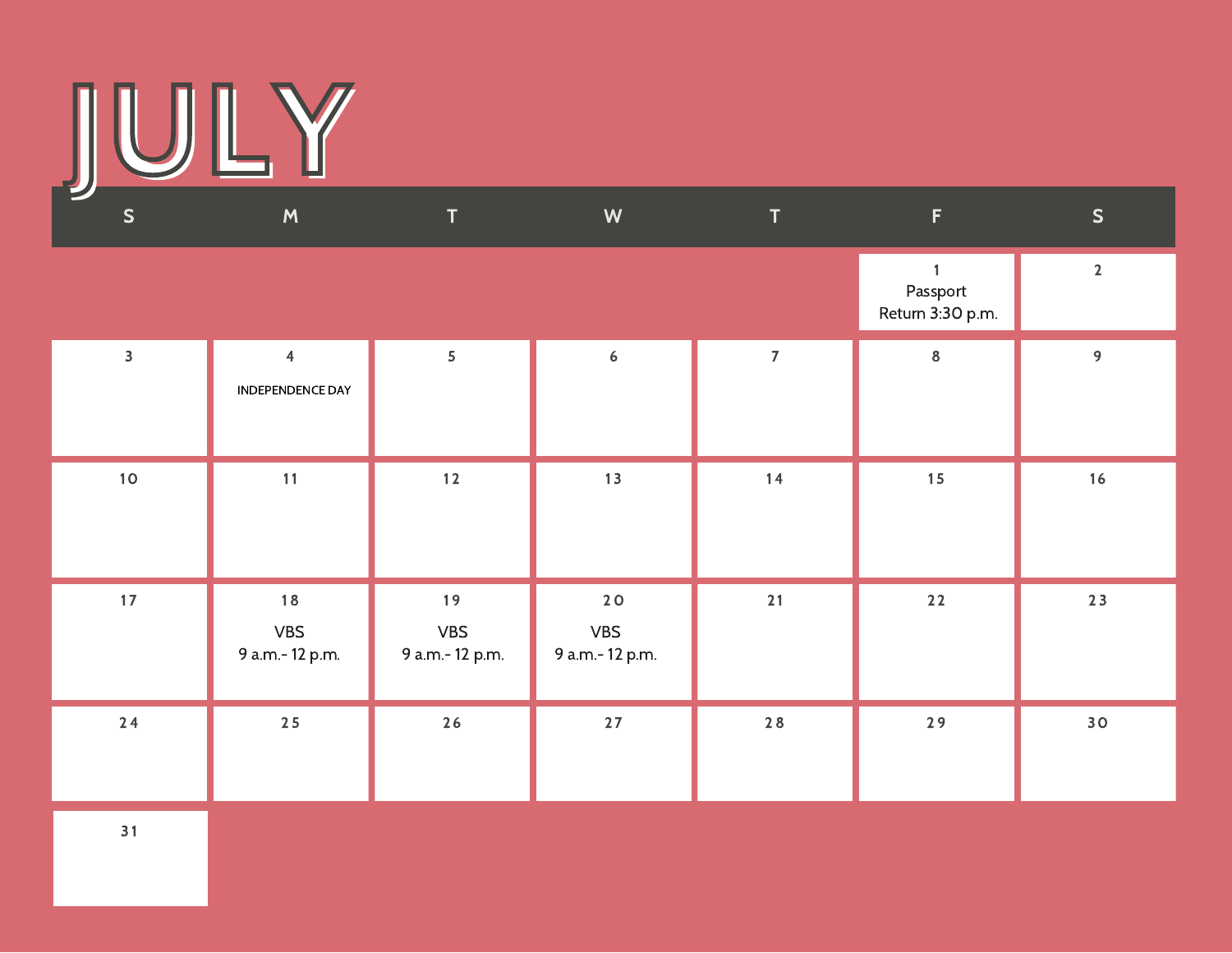# JULY

| S | M | T | W | T | F | S |
|---|---|---|---|---|---|---|
| | | | | | 1 Passport Return 3:30 p.m. | 2 |
| 3 | 4 INDEPENDENCE DAY | 5 | 6 | 7 | 8 | 9 |
| 10 | 11 | 12 | 13 | 14 | 15 | 16 |
| 17 | 18 VBS 9 a.m.- 12 p.m. | 19 VBS 9 a.m.- 12 p.m. | 20 VBS 9 a.m.- 12 p.m. | 21 | 22 | 23 |
| 24 | 25 | 26 | 27 | 28 | 29 | 30 |
| 31 | | | | | | |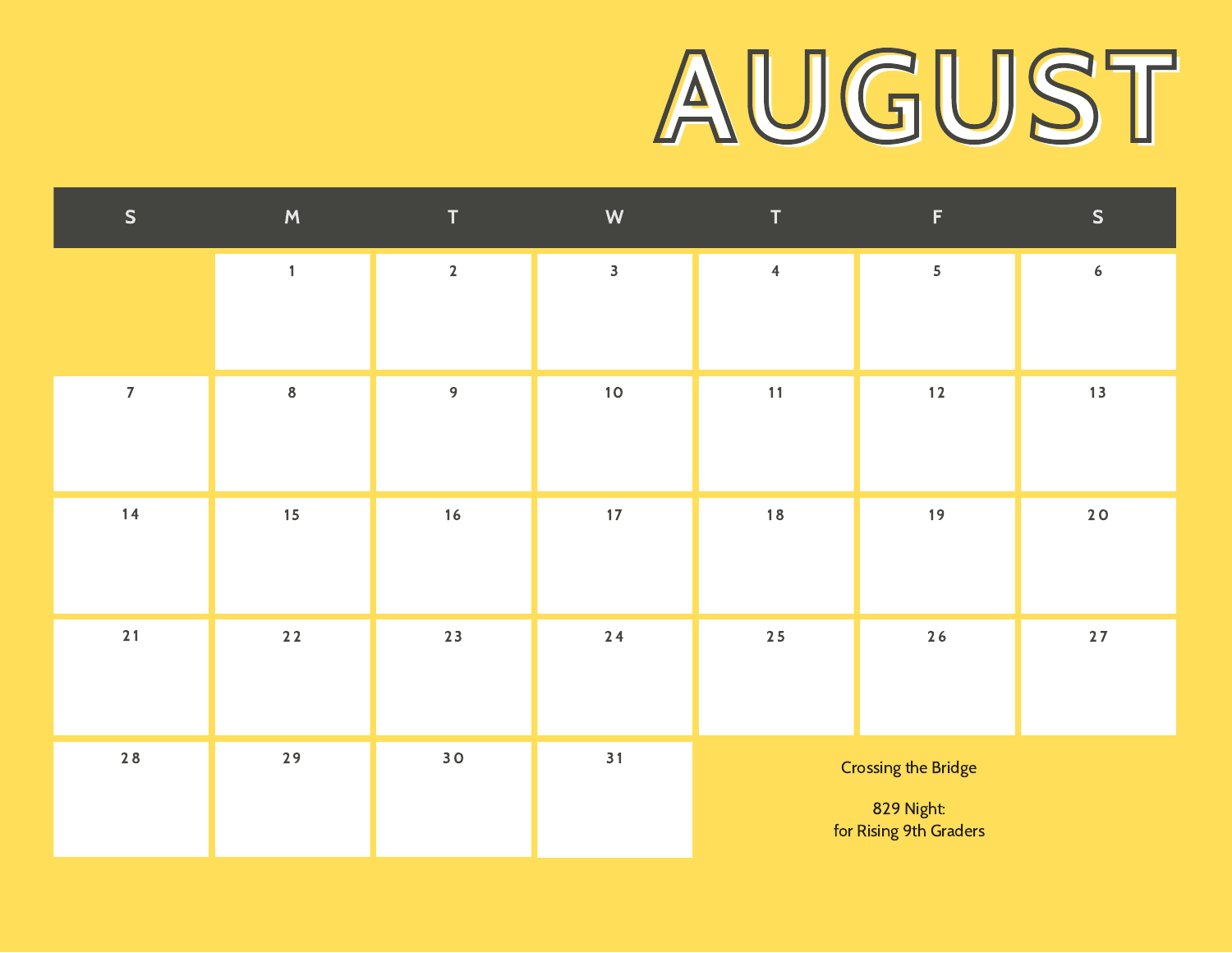# AUGUST

| S | M | T | W | T | F | S |
|---|---|---|---|---|---|---|
| | 1 | 2 | 3 | 4 | 5 | 6 |
| 7 | 8 | 9 | 10 | 11 | 12 | 13 |
| 14 | 15 | 16 | 17 | 18 | 19 | 20 |
| 21 | 22 | 23 | 24 | 25 | 26 | 27 |
| 28 | 29 | 30 | 31 | | | |

Crossing the Bridge

829 Night:
for Rising 9th Graders